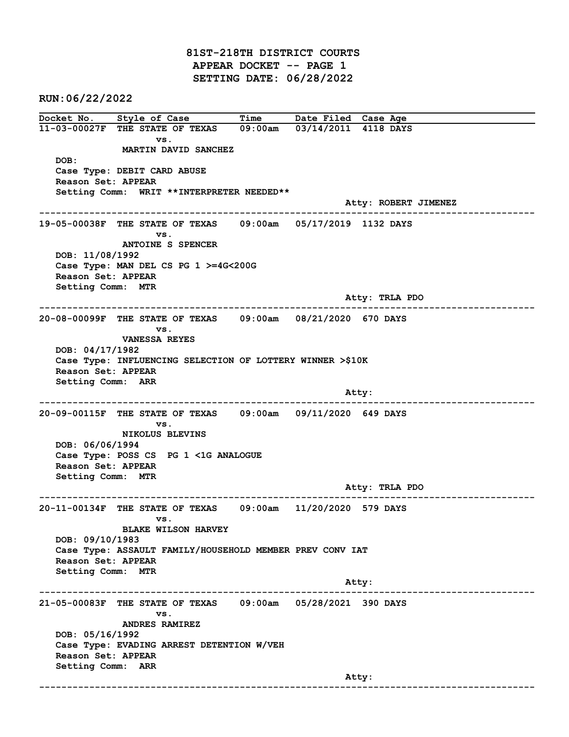# 81ST-218TH DISTRICT COURTS

## APPEAR DOCKET -- PAGE 1

## SETTING DATE: 06/28/2022

**RUN:06/22/2022**

| Docket No. | Style of Case | Time | Date Filed | Case Age |
|---|---|---|---|---|

---

**11-03-00027F** THE STATE OF TEXAS vs. MARTIN DAVID SANCHEZ — 09:00am — 03/14/2011 — 4118 DAYS

DOB:
Case Type: DEBIT CARD ABUSE
Reason Set: APPEAR
Setting Comm: WRIT **INTERPRETER NEEDED**
Atty: ROBERT JIMENEZ

---

**19-05-00038F** THE STATE OF TEXAS vs. ANTOINE S SPENCER — 09:00am — 05/17/2019 — 1132 DAYS

DOB: 11/08/1992
Case Type: MAN DEL CS PG 1 >=4G<200G
Reason Set: APPEAR
Setting Comm: MTR
Atty: TRLA PDO

---

**20-08-00099F** THE STATE OF TEXAS vs. VANESSA REYES — 09:00am — 08/21/2020 — 670 DAYS

DOB: 04/17/1982
Case Type: INFLUENCING SELECTION OF LOTTERY WINNER >$10K
Reason Set: APPEAR
Setting Comm: ARR
Atty:

---

**20-09-00115F** THE STATE OF TEXAS vs. NIKOLUS BLEVINS — 09:00am — 09/11/2020 — 649 DAYS

DOB: 06/06/1994
Case Type: POSS CS PG 1 <1G ANALOGUE
Reason Set: APPEAR
Setting Comm: MTR
Atty: TRLA PDO

---

**20-11-00134F** THE STATE OF TEXAS vs. BLAKE WILSON HARVEY — 09:00am — 11/20/2020 — 579 DAYS

DOB: 09/10/1983
Case Type: ASSAULT FAMILY/HOUSEHOLD MEMBER PREV CONV IAT
Reason Set: APPEAR
Setting Comm: MTR
Atty:

---

**21-05-00083F** THE STATE OF TEXAS vs. ANDRES RAMIREZ — 09:00am — 05/28/2021 — 390 DAYS

DOB: 05/16/1992
Case Type: EVADING ARREST DETENTION W/VEH
Reason Set: APPEAR
Setting Comm: ARR
Atty:

---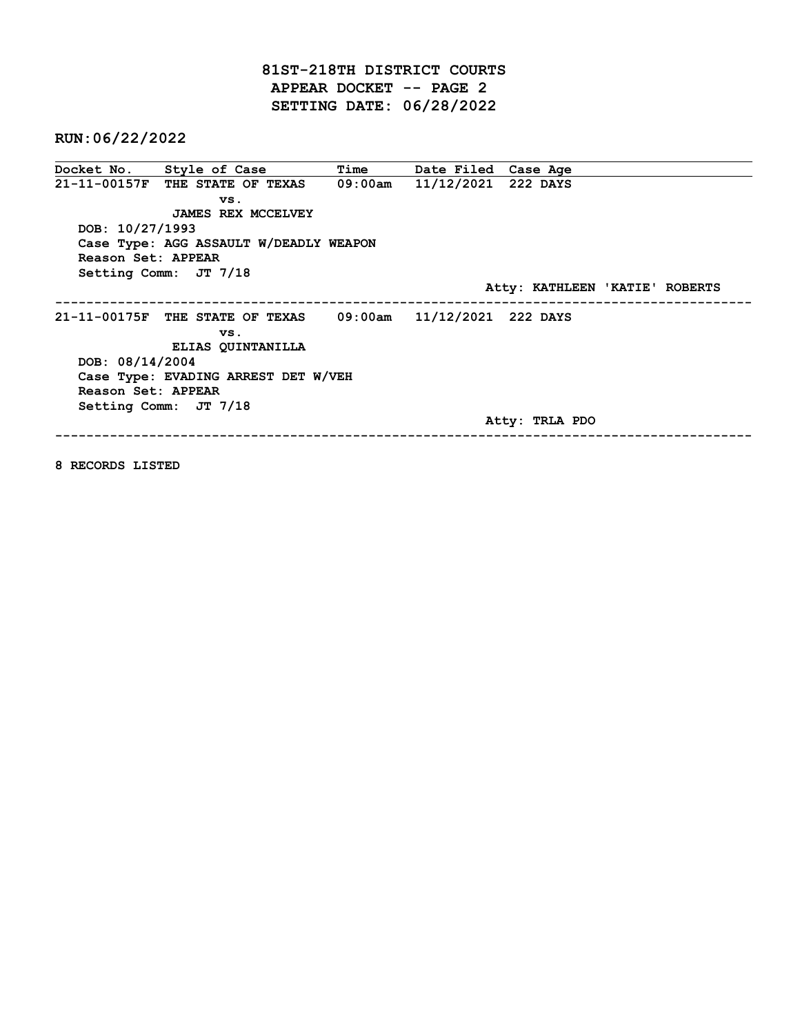# 81ST-218TH DISTRICT COURTS
## APPEAR DOCKET -- PAGE 2
## SETTING DATE: 06/28/2022

**RUN:06/22/2022**

| Docket No. | Style of Case | Time | Date Filed | Case Age |
|---|---|---|---|---|
| 21-11-00157F | THE STATE OF TEXAS vs. JAMES REX MCCELVEY | 09:00am | 11/12/2021 | 222 DAYS |

DOB: 10/27/1993
Case Type: AGG ASSAULT W/DEADLY WEAPON
Reason Set: APPEAR
Setting Comm: JT 7/18
Atty: KATHLEEN 'KATIE' ROBERTS

---

| Docket No. | Style of Case | Time | Date Filed | Case Age |
|---|---|---|---|---|
| 21-11-00175F | THE STATE OF TEXAS vs. ELIAS QUINTANILLA | 09:00am | 11/12/2021 | 222 DAYS |

DOB: 08/14/2004
Case Type: EVADING ARREST DET W/VEH
Reason Set: APPEAR
Setting Comm: JT 7/18
Atty: TRLA PDO

---

8 RECORDS LISTED